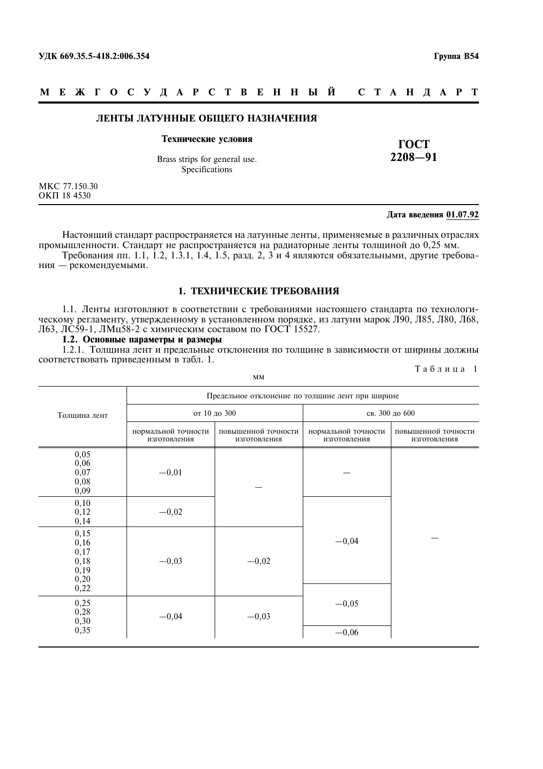УДК 669.35.5-418.2:006.354 **Группа В54**

**М Е Ж Г О С У Д А Р С Т В Е Н Н Ы Й С Т А Н Д А Р Т**

# ЛЕНТЫ ЛАТУННЫЕ ОБЩЕГО НАЗНАЧЕНИЯ

**Технические условия**

Brass strips for general use.
Specifications

**ГОСТ 2208—91**

МКС 77.150.30
ОКП 18 4530

**Дата введения 01.07.92**

Настоящий стандарт распространяется на латунные ленты, применяемые в различных отраслях промышленности. Стандарт не распространяется на радиаторные ленты толщиной до 0,25 мм.

Требования пп. 1.1, 1.2, 1.3.1, 1.4, 1.5, разд. 2, 3 и 4 являются обязательными, другие требования — рекомендуемыми.

## 1. ТЕХНИЧЕСКИЕ ТРЕБОВАНИЯ

1.1. Ленты изготовляют в соответствии с требованиями настоящего стандарта по технологическому регламенту, утвержденному в установленном порядке, из латуни марок Л90, Л85, Л80, Л68, Л63, ЛС59-1, ЛМц58-2 с химическим составом по ГОСТ 15527.

**1.2. Основные параметры и размеры**

1.2.1. Толщина лент и предельные отклонения по толщине в зависимости от ширины должны соответствовать приведенным в табл. 1.

Таблица 1

мм

| Толщина лент | Предельное отклонение по толщине лент при ширине | | | |
|---|---|---|---|---|
| | от 10 до 300 | | св. 300 до 600 | |
| | нормальной точности изготовления | повышенной точности изготовления | нормальной точности изготовления | повышенной точности изготовления |
| 0,05 | −0,01 | — | — | — |
| 0,06 | −0,01 | — | — | — |
| 0,07 | −0,01 | — | — | — |
| 0,08 | −0,01 | — | — | — |
| 0,09 | −0,01 | — | — | — |
| 0,10 | −0,02 | — | −0,04 | — |
| 0,12 | −0,02 | — | −0,04 | — |
| 0,14 | −0,02 | — | −0,04 | — |
| 0,15 | −0,03 | −0,02 | −0,04 | — |
| 0,16 | −0,03 | −0,02 | −0,04 | — |
| 0,17 | −0,03 | −0,02 | −0,04 | — |
| 0,18 | −0,03 | −0,02 | −0,04 | — |
| 0,19 | −0,03 | −0,02 | −0,04 | — |
| 0,20 | −0,03 | −0,02 | −0,04 | — |
| 0,22 | −0,03 | −0,02 | −0,05 | — |
| 0,25 | −0,04 | −0,03 | −0,05 | — |
| 0,28 | −0,04 | −0,03 | −0,05 | — |
| 0,30 | −0,04 | −0,03 | −0,05 | — |
| 0,35 | −0,04 | −0,03 | −0,06 | — |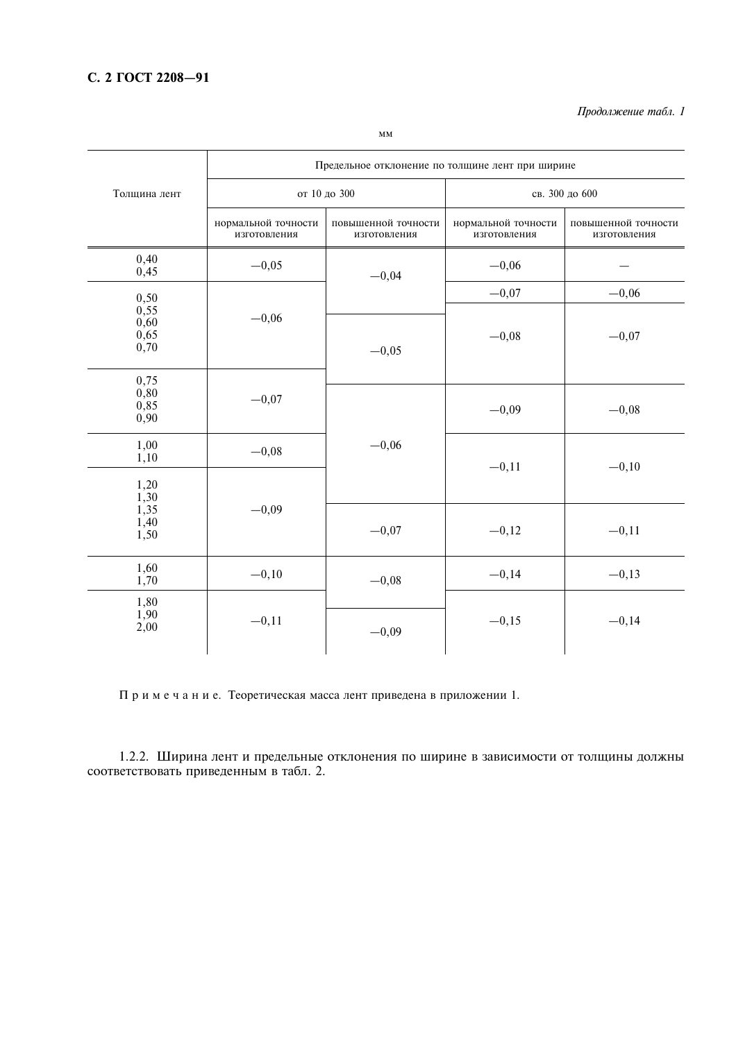*Продолжение табл. 1*

мм

| Толщина лент | Предельное отклонение по толщине лент при ширине | | | |
|---|---|---|---|---|
| | от 10 до 300 | | св. 300 до 600 | |
| | нормальной точности изготовления | повышенной точности изготовления | нормальной точности изготовления | повышенной точности изготовления |
| 0,40 | −0,05 | −0,04 | −0,06 | — |
| 0,45 | −0,05 | −0,04 | −0,06 | — |
| 0,50 | −0,06 | −0,04 | −0,07 | −0,06 |
| 0,55 | −0,06 | −0,04 | −0,08 | −0,07 |
| 0,60 | −0,06 | −0,05 | −0,08 | −0,07 |
| 0,65 | −0,06 | −0,05 | −0,08 | −0,07 |
| 0,70 | −0,06 | −0,05 | −0,08 | −0,07 |
| 0,75 | −0,07 | −0,05 | −0,08 | −0,07 |
| 0,80 | −0,07 | −0,06 | −0,09 | −0,08 |
| 0,85 | −0,07 | −0,06 | −0,09 | −0,08 |
| 0,90 | −0,07 | −0,06 | −0,09 | −0,08 |
| 1,00 | −0,08 | −0,06 | −0,11 | −0,10 |
| 1,10 | −0,08 | −0,06 | −0,11 | −0,10 |
| 1,20 | −0,09 | −0,06 | −0,11 | −0,10 |
| 1,30 | −0,09 | −0,06 | −0,11 | −0,10 |
| 1,35 | −0,09 | −0,07 | −0,12 | −0,11 |
| 1,40 | −0,09 | −0,07 | −0,12 | −0,11 |
| 1,50 | −0,09 | −0,07 | −0,12 | −0,11 |
| 1,60 | −0,10 | −0,08 | −0,14 | −0,13 |
| 1,70 | −0,10 | −0,08 | −0,14 | −0,13 |
| 1,80 | −0,11 | −0,08 | −0,15 | −0,14 |
| 1,90 | −0,11 | −0,09 | −0,15 | −0,14 |
| 2,00 | −0,11 | −0,09 | −0,15 | −0,14 |

П р и м е ч а н и е. Теоретическая масса лент приведена в приложении 1.

1.2.2. Ширина лент и предельные отклонения по ширине в зависимости от толщины должны соответствовать приведенным в табл. 2.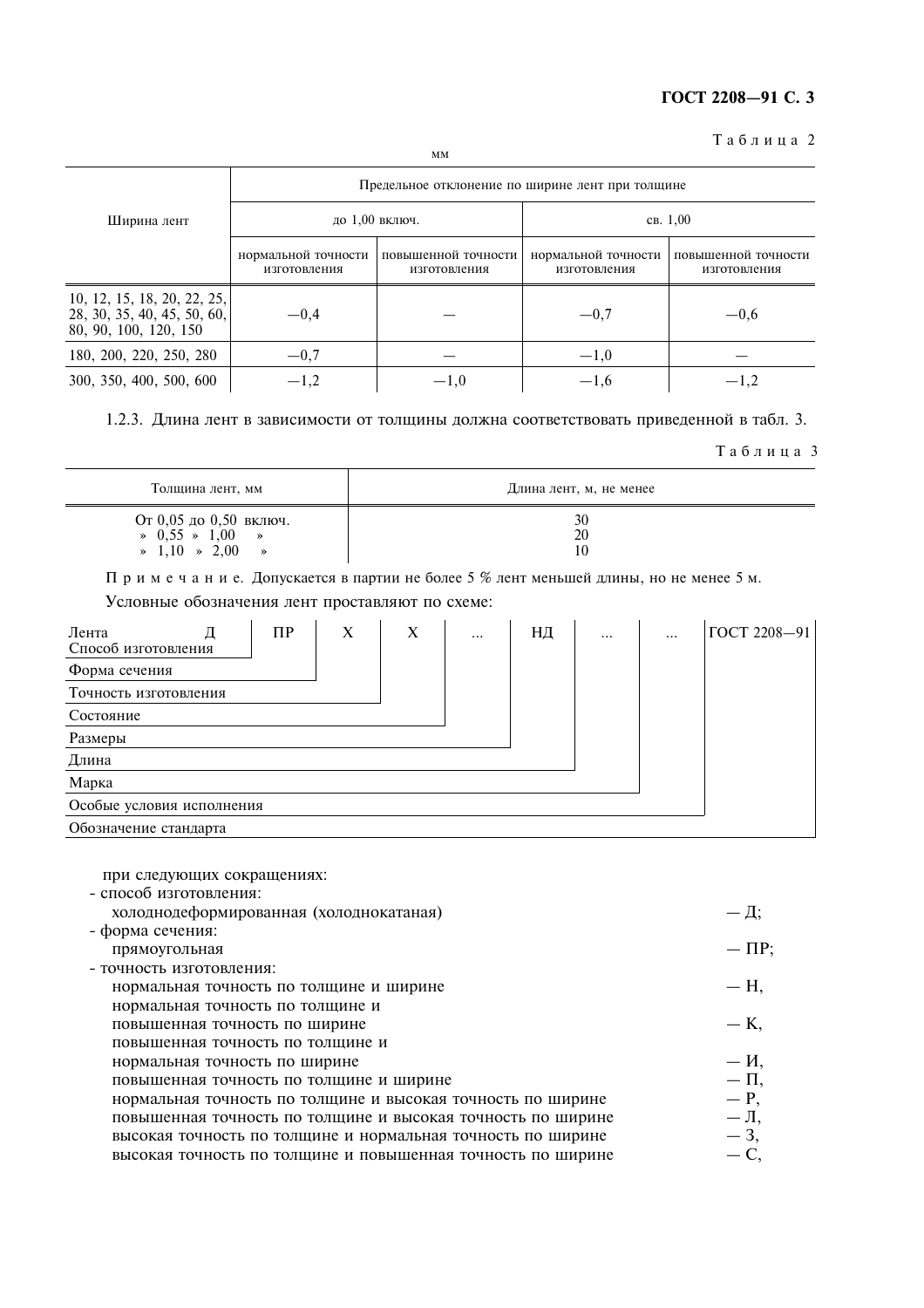Таблица 2

мм

| Ширина лент | Предельное отклонение по ширине лент при толщине | | | |
|---|---|---|---|---|
| | до 1,00 включ. | | св. 1,00 | |
| | нормальной точности изготовления | повышенной точности изготовления | нормальной точности изготовления | повышенной точности изготовления |
| 10, 12, 15, 18, 20, 22, 25, 28, 30, 35, 40, 45, 50, 60, 80, 90, 100, 120, 150 | −0,4 | — | −0,7 | −0,6 |
| 180, 200, 220, 250, 280 | −0,7 | — | −1,0 | — |
| 300, 350, 400, 500, 600 | −1,2 | −1,0 | −1,6 | −1,2 |

1.2.3. Длина лент в зависимости от толщины должна соответствовать приведенной в табл. 3.

Таблица 3

| Толщина лент, мм | Длина лент, м, не менее |
|---|---|
| От 0,05 до 0,50 включ. | 30 |
| » 0,55 » 1,00 » | 20 |
| » 1,10 » 2,00 » | 10 |

Примечание. Допускается в партии не более 5 % лент меньшей длины, но не менее 5 м.

Условные обозначения лент проставляют по схеме:

| Лента Д | ПР | Х | Х | ... | НД | ... | ... | ГОСТ 2208—91 |
|---|---|---|---|---|---|---|---|---|
| Способ изготовления | | | | | | | | |
| Форма сечения | | | | | | | | |
| Точность изготовления | | | | | | | | |
| Состояние | | | | | | | | |
| Размеры | | | | | | | | |
| Длина | | | | | | | | |
| Марка | | | | | | | | |
| Особые условия исполнения | | | | | | | | |
| Обозначение стандарта | | | | | | | | |

при следующих сокращениях:

- способ изготовления:
  - холоднодеформированная (холоднокатаная) — Д;
- форма сечения:
  - прямоугольная — ПР;
- точность изготовления:
  - нормальная точность по толщине и ширине — Н,
  - нормальная точность по толщине и повышенная точность по ширине — К,
  - повышенная точность по толщине и нормальная точность по ширине — И,
  - повышенная точность по толщине и ширине — П,
  - нормальная точность по толщине и высокая точность по ширине — Р,
  - повышенная точность по толщине и высокая точность по ширине — Л,
  - высокая точность по толщине и нормальная точность по ширине — З,
  - высокая точность по толщине и повышенная точность по ширине — С,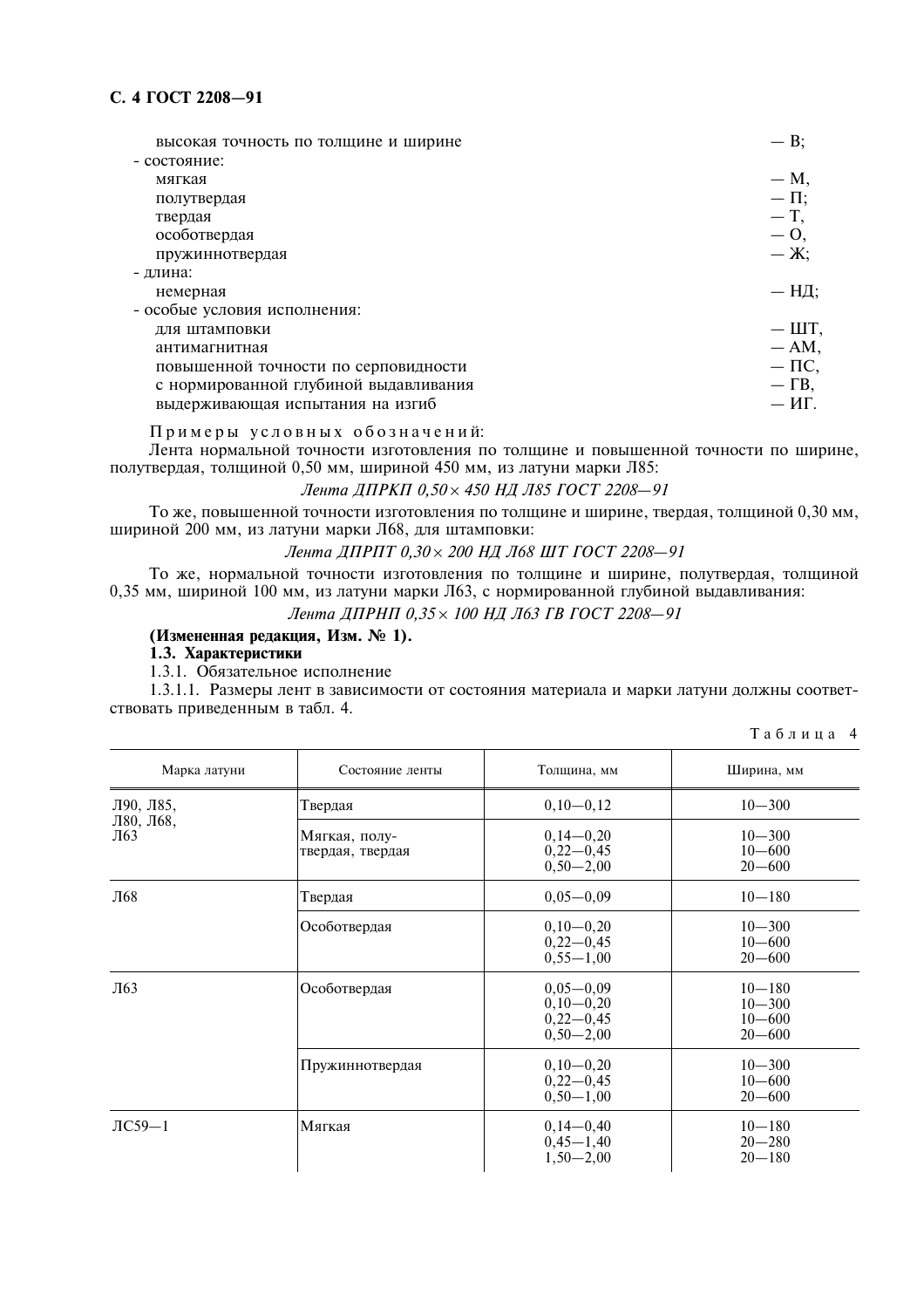высокая точность по толщине и ширине — В;

- состояние:
  - мягкая — М,
  - полутвердая — П;
  - твердая — Т,
  - особотвердая — О,
  - пружиннотвердая — Ж;
- длина:
  - немерная — НД;
- особые условия исполнения:
  - для штамповки — ШТ,
  - антимагнитная — АМ,
  - повышенной точности по серповидности — ПС,
  - с нормированной глубиной выдавливания — ГВ,
  - выдерживающая испытания на изгиб — ИГ.

Примеры условных обозначений:

Лента нормальной точности изготовления по толщине и повышенной точности по ширине, полутвердая, толщиной 0,50 мм, шириной 450 мм, из латуни марки Л85:

*Лента ДПРКП 0,50× 450 НД Л85 ГОСТ 2208—91*

То же, повышенной точности изготовления по толщине и ширине, твердая, толщиной 0,30 мм, шириной 200 мм, из латуни марки Л68, для штамповки:

*Лента ДПРПТ 0,30× 200 НД Л68 ШТ ГОСТ 2208—91*

То же, нормальной точности изготовления по толщине и ширине, полутвердая, толщиной 0,35 мм, шириной 100 мм, из латуни марки Л63, с нормированной глубиной выдавливания:

*Лента ДПРНП 0,35× 100 НД Л63 ГВ ГОСТ 2208—91*

**(Измененная редакция, Изм. № 1).**

**1.3. Характеристики**

1.3.1. Обязательное исполнение

1.3.1.1. Размеры лент в зависимости от состояния материала и марки латуни должны соответствовать приведенным в табл. 4.

Таблица 4

| Марка латуни | Состояние ленты | Толщина, мм | Ширина, мм |
|---|---|---|---|
| Л90, Л85, Л80, Л68, Л63 | Твердая | 0,10—0,12 | 10—300 |
| | Мягкая, полутвердая, твердая | 0,14—0,20<br>0,22—0,45<br>0,50—2,00 | 10—300<br>10—600<br>20—600 |
| Л68 | Твердая | 0,05—0,09 | 10—180 |
| | Особотвердая | 0,10—0,20<br>0,22—0,45<br>0,55—1,00 | 10—300<br>10—600<br>20—600 |
| Л63 | Особотвердая | 0,05—0,09<br>0,10—0,20<br>0,22—0,45<br>0,50—2,00 | 10—180<br>10—300<br>10—600<br>20—600 |
| | Пружиннотвердая | 0,10—0,20<br>0,22—0,45<br>0,50—1,00 | 10—300<br>10—600<br>20—600 |
| ЛС59—1 | Мягкая | 0,14—0,40<br>0,45—1,40<br>1,50—2,00 | 10—180<br>20—280<br>20—180 |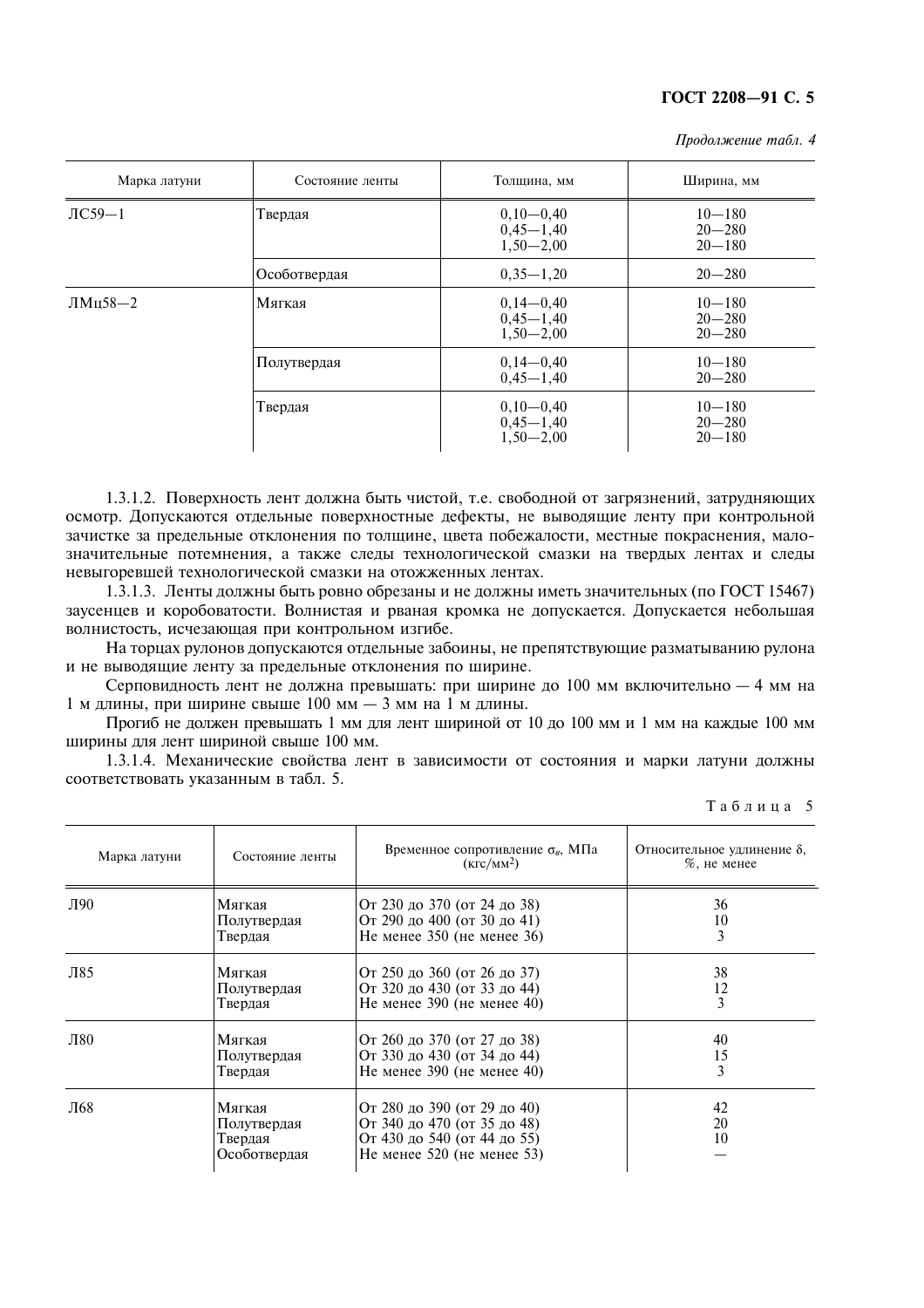*Продолжение табл. 4*

| Марка латуни | Состояние ленты | Толщина, мм | Ширина, мм |
|---|---|---|---|
| ЛС59—1 | Твердая | 0,10—0,40<br>0,45—1,40<br>1,50—2,00 | 10—180<br>20—280<br>20—180 |
| | Особотвердая | 0,35—1,20 | 20—280 |
| ЛМц58—2 | Мягкая | 0,14—0,40<br>0,45—1,40<br>1,50—2,00 | 10—180<br>20—280<br>20—280 |
| | Полутвердая | 0,14—0,40<br>0,45—1,40 | 10—180<br>20—280 |
| | Твердая | 0,10—0,40<br>0,45—1,40<br>1,50—2,00 | 10—180<br>20—280<br>20—180 |

1.3.1.2. Поверхность лент должна быть чистой, т.е. свободной от загрязнений, затрудняющих осмотр. Допускаются отдельные поверхностные дефекты, не выводящие ленту при контрольной зачистке за предельные отклонения по толщине, цвета побежалости, местные покраснения, малозначительные потемнения, а также следы технологической смазки на твердых лентах и следы невыгоревшей технологической смазки на отожженных лентах.

1.3.1.3. Ленты должны быть ровно обрезаны и не должны иметь значительных (по ГОСТ 15467) заусенцев и коробоватости. Волнистая и рваная кромка не допускается. Допускается небольшая волнистость, исчезающая при контрольном изгибе.

На торцах рулонов допускаются отдельные забоины, не препятствующие разматыванию рулона и не выводящие ленту за предельные отклонения по ширине.

Серповидность лент не должна превышать: при ширине до 100 мм включительно — 4 мм на 1 м длины, при ширине свыше 100 мм — 3 мм на 1 м длины.

Прогиб не должен превышать 1 мм для лент шириной от 10 до 100 мм и 1 мм на каждые 100 мм ширины для лент шириной свыше 100 мм.

1.3.1.4. Механические свойства лент в зависимости от состояния и марки латуни должны соответствовать указанным в табл. 5.

Таблица 5

| Марка латуни | Состояние ленты | Временное сопротивление $\sigma_в$, МПа (кгс/мм$^2$) | Относительное удлинение δ, %, не менее |
|---|---|---|---|
| Л90 | Мягкая<br>Полутвердая<br>Твердая | От 230 до 370 (от 24 до 38)<br>От 290 до 400 (от 30 до 41)<br>Не менее 350 (не менее 36) | 36<br>10<br>3 |
| Л85 | Мягкая<br>Полутвердая<br>Твердая | От 250 до 360 (от 26 до 37)<br>От 320 до 430 (от 33 до 44)<br>Не менее 390 (не менее 40) | 38<br>12<br>3 |
| Л80 | Мягкая<br>Полутвердая<br>Твердая | От 260 до 370 (от 27 до 38)<br>От 330 до 430 (от 34 до 44)<br>Не менее 390 (не менее 40) | 40<br>15<br>3 |
| Л68 | Мягкая<br>Полутвердая<br>Твердая<br>Особотвердая | От 280 до 390 (от 29 до 40)<br>От 340 до 470 (от 35 до 48)<br>От 430 до 540 (от 44 до 55)<br>Не менее 520 (не менее 53) | 42<br>20<br>10<br>— |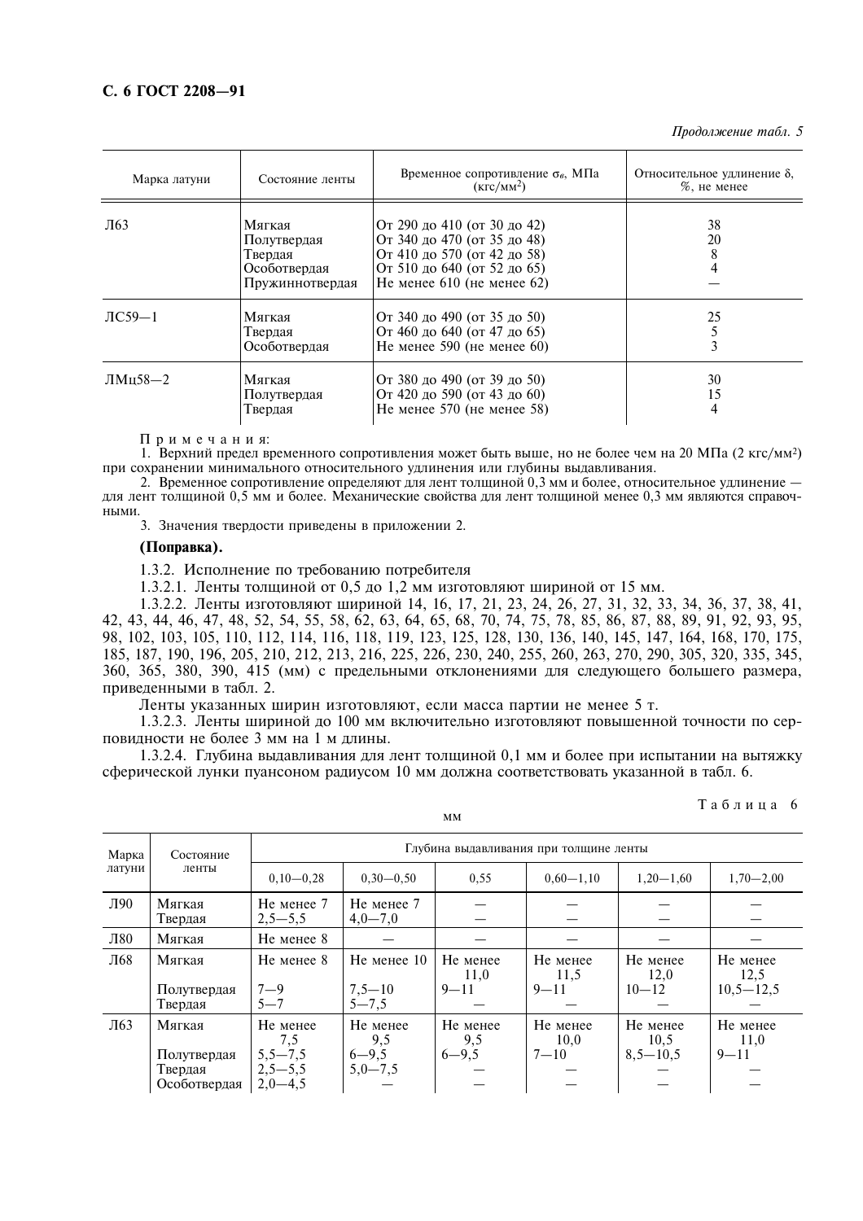*Продолжение табл. 5*

| Марка латуни | Состояние ленты | Временное сопротивление $\sigma_в$, МПа (кгс/мм²) | Относительное удлинение $\delta$, %, не менее |
|---|---|---|---|
| Л63 | Мягкая | От 290 до 410 (от 30 до 42) | 38 |
| | Полутвердая | От 340 до 470 (от 35 до 48) | 20 |
| | Твердая | От 410 до 570 (от 42 до 58) | 8 |
| | Особотвердая | От 510 до 640 (от 52 до 65) | 4 |
| | Пружиннотвердая | Не менее 610 (не менее 62) | — |
| ЛС59—1 | Мягкая | От 340 до 490 (от 35 до 50) | 25 |
| | Твердая | От 460 до 640 (от 47 до 65) | 5 |
| | Особотвердая | Не менее 590 (не менее 60) | 3 |
| ЛМц58—2 | Мягкая | От 380 до 490 (от 39 до 50) | 30 |
| | Полутвердая | От 420 до 590 (от 43 до 60) | 15 |
| | Твердая | Не менее 570 (не менее 58) | 4 |

Примечания:

1. Верхний предел временного сопротивления может быть выше, но не более чем на 20 МПа (2 кгс/мм²) при сохранении минимального относительного удлинения или глубины выдавливания.
2. Временное сопротивление определяют для лент толщиной 0,3 мм и более, относительное удлинение — для лент толщиной 0,5 мм и более. Механические свойства для лент толщиной менее 0,3 мм являются справочными.
3. Значения твердости приведены в приложении 2.

**(Поправка).**

1.3.2. Исполнение по требованию потребителя

1.3.2.1. Ленты толщиной от 0,5 до 1,2 мм изготовляют шириной от 15 мм.

1.3.2.2. Ленты изготовляют шириной 14, 16, 17, 21, 23, 24, 26, 27, 31, 32, 33, 34, 36, 37, 38, 41, 42, 43, 44, 46, 47, 48, 52, 54, 55, 58, 62, 63, 64, 65, 68, 70, 74, 75, 78, 85, 86, 87, 88, 89, 91, 92, 93, 95, 98, 102, 103, 105, 110, 112, 114, 116, 118, 119, 123, 125, 128, 130, 136, 140, 145, 147, 164, 168, 170, 175, 185, 187, 190, 196, 205, 210, 212, 213, 216, 225, 226, 230, 240, 255, 260, 263, 270, 290, 305, 320, 335, 345, 360, 365, 380, 390, 415 (мм) с предельными отклонениями для следующего большего размера, приведенными в табл. 2.

Ленты указанных ширин изготовляют, если масса партии не менее 5 т.

1.3.2.3. Ленты шириной до 100 мм включительно изготовляют повышенной точности по серповидности не более 3 мм на 1 м длины.

1.3.2.4. Глубина выдавливания для лент толщиной 0,1 мм и более при испытании на вытяжку сферической лунки пуансоном радиусом 10 мм должна соответствовать указанной в табл. 6.

Таблица 6

мм

| Марка латуни | Состояние ленты | Глубина выдавливания при толщине ленты | | | | | |
|---|---|---|---|---|---|---|---|
| | | 0,10—0,28 | 0,30—0,50 | 0,55 | 0,60—1,10 | 1,20—1,60 | 1,70—2,00 |
| Л90 | Мягкая | Не менее 7 | Не менее 7 | — | — | — | — |
| | Твердая | 2,5—5,5 | 4,0—7,0 | — | — | — | — |
| Л80 | Мягкая | Не менее 8 | — | — | — | — | — |
| Л68 | Мягкая | Не менее 8 | Не менее 10 | Не менее 11,0 | Не менее 11,5 | Не менее 12,0 | Не менее 12,5 |
| | Полутвердая | 7—9 | 7,5—10 | 9—11 | 9—11 | 10—12 | 10,5—12,5 |
| | Твердая | 5—7 | 5—7,5 | — | — | — | — |
| Л63 | Мягкая | Не менее 7,5 | Не менее 9,5 | Не менее 9,5 | Не менее 10,0 | Не менее 10,5 | Не менее 11,0 |
| | Полутвердая | 5,5—7,5 | 6—9,5 | 6—9,5 | 7—10 | 8,5—10,5 | 9—11 |
| | Твердая | 2,5—5,5 | 5,0—7,5 | — | — | — | — |
| | Особотвердая | 2,0—4,5 | — | — | — | — | — |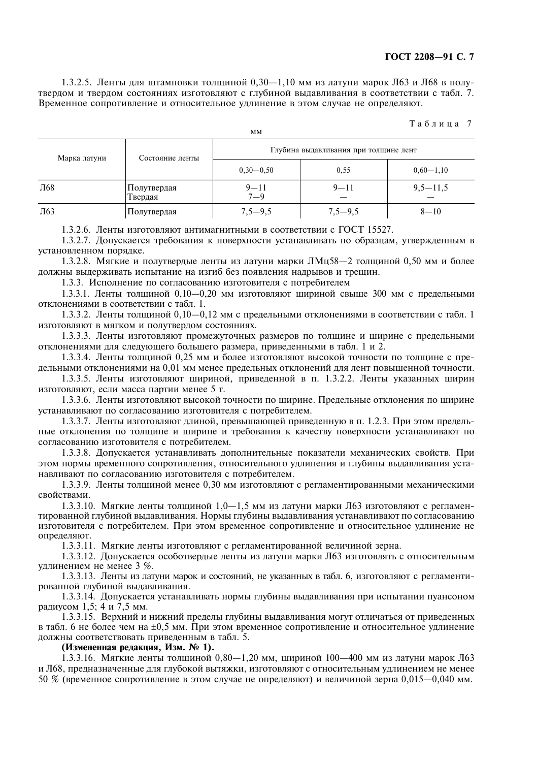1.3.2.5. Ленты для штамповки толщиной 0,30—1,10 мм из латуни марок Л63 и Л68 в полутвердом и твердом состояниях изготовляют с глубиной выдавливания в соответствии с табл. 7. Временное сопротивление и относительное удлинение в этом случае не определяют.

Таблица 7

мм

| Марка латуни | Состояние ленты | Глубина выдавливания при толщине лент | | |
|---|---|---|---|---|
| | | 0,30—0,50 | 0,55 | 0,60—1,10 |
| Л68 | Полутвердая | 9—11 | 9—11 | 9,5—11,5 |
| | Твердая | 7—9 | — | — |
| Л63 | Полутвердая | 7,5—9,5 | 7,5—9,5 | 8—10 |

1.3.2.6. Ленты изготовляют антимагнитными в соответствии с ГОСТ 15527.

1.3.2.7. Допускается требования к поверхности устанавливать по образцам, утвержденным в установленном порядке.

1.3.2.8. Мягкие и полутвердые ленты из латуни марки ЛМц58—2 толщиной 0,50 мм и более должны выдерживать испытание на изгиб без появления надрывов и трещин.

1.3.3. Исполнение по согласованию изготовителя с потребителем

1.3.3.1. Ленты толщиной 0,10—0,20 мм изготовляют шириной свыше 300 мм с предельными отклонениями в соответствии с табл. 1.

1.3.3.2. Ленты толщиной 0,10—0,12 мм с предельными отклонениями в соответствии с табл. 1 изготовляют в мягком и полутвердом состояниях.

1.3.3.3. Ленты изготовляют промежуточных размеров по толщине и ширине с предельными отклонениями для следующего большего размера, приведенными в табл. 1 и 2.

1.3.3.4. Ленты толщиной 0,25 мм и более изготовляют высокой точности по толщине с предельными отклонениями на 0,01 мм менее предельных отклонений для лент повышенной точности.

1.3.3.5. Ленты изготовляют шириной, приведенной в п. 1.3.2.2. Ленты указанных ширин изготовляют, если масса партии менее 5 т.

1.3.3.6. Ленты изготовляют высокой точности по ширине. Предельные отклонения по ширине устанавливают по согласованию изготовителя с потребителем.

1.3.3.7. Ленты изготовляют длиной, превышающей приведенную в п. 1.2.3. При этом предельные отклонения по толщине и ширине и требования к качеству поверхности устанавливают по согласованию изготовителя с потребителем.

1.3.3.8. Допускается устанавливать дополнительные показатели механических свойств. При этом нормы временного сопротивления, относительного удлинения и глубины выдавливания устанавливают по согласованию изготовителя с потребителем.

1.3.3.9. Ленты толщиной менее 0,30 мм изготовляют с регламентированными механическими свойствами.

1.3.3.10. Мягкие ленты толщиной 1,0—1,5 мм из латуни марки Л63 изготовляют с регламентированной глубиной выдавливания. Нормы глубины выдавливания устанавливают по согласованию изготовителя с потребителем. При этом временное сопротивление и относительное удлинение не определяют.

1.3.3.11. Мягкие ленты изготовляют с регламентированной величиной зерна.

1.3.3.12. Допускается особотвердые ленты из латуни марки Л63 изготовлять с относительным удлинением не менее 3 %.

1.3.3.13. Ленты из латуни марок и состояний, не указанных в табл. 6, изготовляют с регламентированной глубиной выдавливания.

1.3.3.14. Допускается устанавливать нормы глубины выдавливания при испытании пуансоном радиусом 1,5; 4 и 7,5 мм.

1.3.3.15. Верхний и нижний пределы глубины выдавливания могут отличаться от приведенных в табл. 6 не более чем на ±0,5 мм. При этом временное сопротивление и относительное удлинение должны соответствовать приведенным в табл. 5.

**(Измененная редакция, Изм. № 1).**

1.3.3.16. Мягкие ленты толщиной 0,80—1,20 мм, шириной 100—400 мм из латуни марок Л63 и Л68, предназначенные для глубокой вытяжки, изготовляют с относительным удлинением не менее 50 % (временное сопротивление в этом случае не определяют) и величиной зерна 0,015—0,040 мм.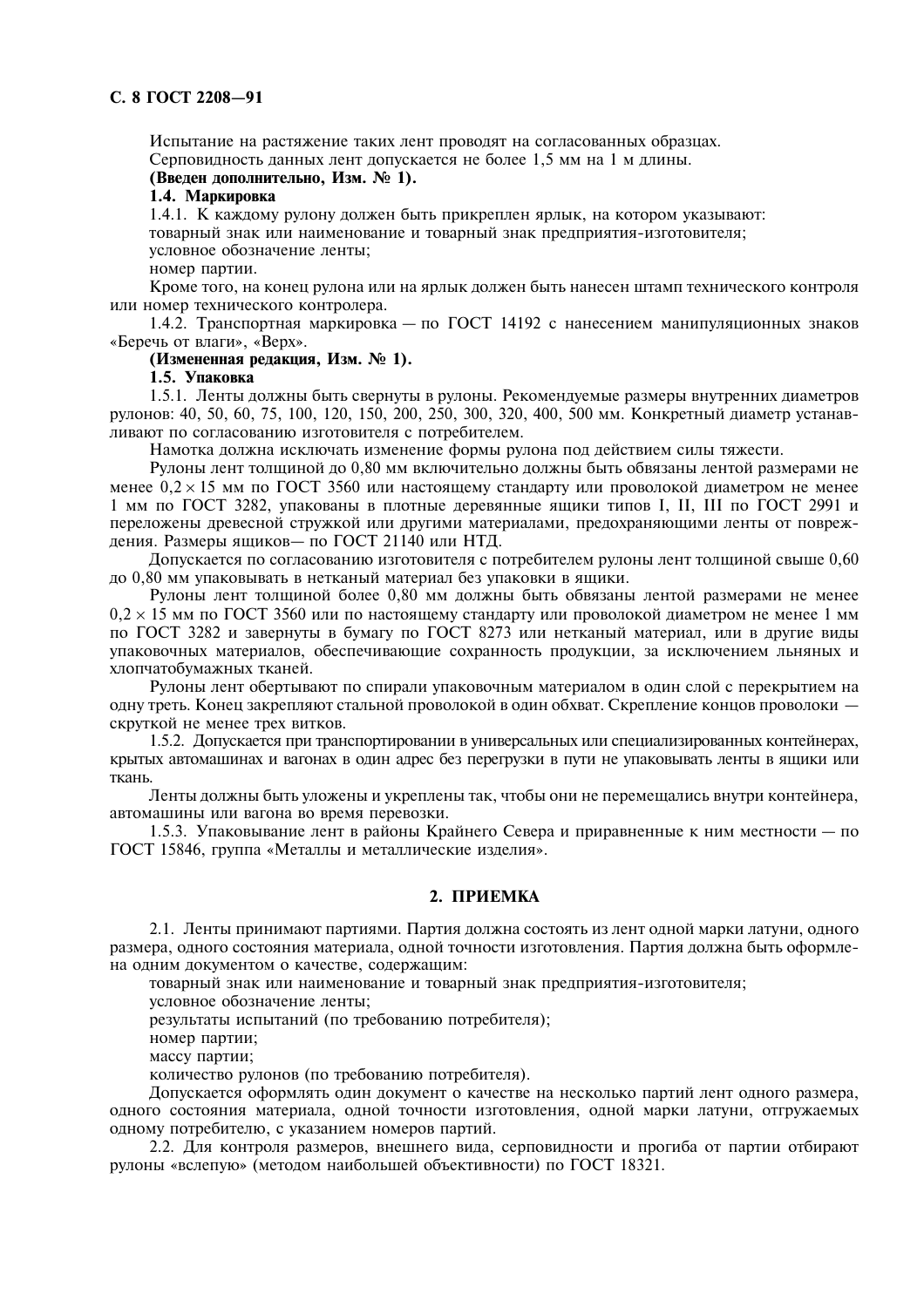Испытание на растяжение таких лент проводят на согласованных образцах.

Серповидность данных лент допускается не более 1,5 мм на 1 м длины.

**(Введен дополнительно, Изм. № 1).**

### 1.4. Маркировка

1.4.1. К каждому рулону должен быть прикреплен ярлык, на котором указывают:

товарный знак или наименование и товарный знак предприятия-изготовителя;

условное обозначение ленты;

номер партии.

Кроме того, на конец рулона или на ярлык должен быть нанесен штамп технического контроля или номер технического контролера.

1.4.2. Транспортная маркировка — по ГОСТ 14192 с нанесением манипуляционных знаков «Беречь от влаги», «Верх».

**(Измененная редакция, Изм. № 1).**

### 1.5. Упаковка

1.5.1. Ленты должны быть свернуты в рулоны. Рекомендуемые размеры внутренних диаметров рулонов: 40, 50, 60, 75, 100, 120, 150, 200, 250, 300, 320, 400, 500 мм. Конкретный диаметр устанавливают по согласованию изготовителя с потребителем.

Намотка должна исключать изменение формы рулона под действием силы тяжести.

Рулоны лент толщиной до 0,80 мм включительно должны быть обвязаны лентой размерами не менее $0{,}2 \times 15$ мм по ГОСТ 3560 или настоящему стандарту или проволокой диаметром не менее 1 мм по ГОСТ 3282, упакованы в плотные деревянные ящики типов I, II, III по ГОСТ 2991 и переложены древесной стружкой или другими материалами, предохраняющими ленты от повреждения. Размеры ящиков— по ГОСТ 21140 или НТД.

Допускается по согласованию изготовителя с потребителем рулоны лент толщиной свыше 0,60 до 0,80 мм упаковывать в нетканый материал без упаковки в ящики.

Рулоны лент толщиной более 0,80 мм должны быть обвязаны лентой размерами не менее $0{,}2 \times 15$ мм по ГОСТ 3560 или по настоящему стандарту или проволокой диаметром не менее 1 мм по ГОСТ 3282 и завернуты в бумагу по ГОСТ 8273 или нетканый материал, или в другие виды упаковочных материалов, обеспечивающие сохранность продукции, за исключением льняных и хлопчатобумажных тканей.

Рулоны лент обертывают по спирали упаковочным материалом в один слой с перекрытием на одну треть. Конец закрепляют стальной проволокой в один обхват. Скрепление концов проволоки — скруткой не менее трех витков.

1.5.2. Допускается при транспортировании в универсальных или специализированных контейнерах, крытых автомашинах и вагонах в один адрес без перегрузки в пути не упаковывать ленты в ящики или ткань.

Ленты должны быть уложены и укреплены так, чтобы они не перемещались внутри контейнера, автомашины или вагона во время перевозки.

1.5.3. Упаковывание лент в районы Крайнего Севера и приравненные к ним местности — по ГОСТ 15846, группа «Металлы и металлические изделия».

## 2. ПРИЕМКА

2.1. Ленты принимают партиями. Партия должна состоять из лент одной марки латуни, одного размера, одного состояния материала, одной точности изготовления. Партия должна быть оформлена одним документом о качестве, содержащим:

товарный знак или наименование и товарный знак предприятия-изготовителя;

условное обозначение ленты;

результаты испытаний (по требованию потребителя);

номер партии;

массу партии;

количество рулонов (по требованию потребителя).

Допускается оформлять один документ о качестве на несколько партий лент одного размера, одного состояния материала, одной точности изготовления, одной марки латуни, отгружаемых одному потребителю, с указанием номеров партий.

2.2. Для контроля размеров, внешнего вида, серповидности и прогиба от партии отбирают рулоны «вслепую» (методом наибольшей объективности) по ГОСТ 18321.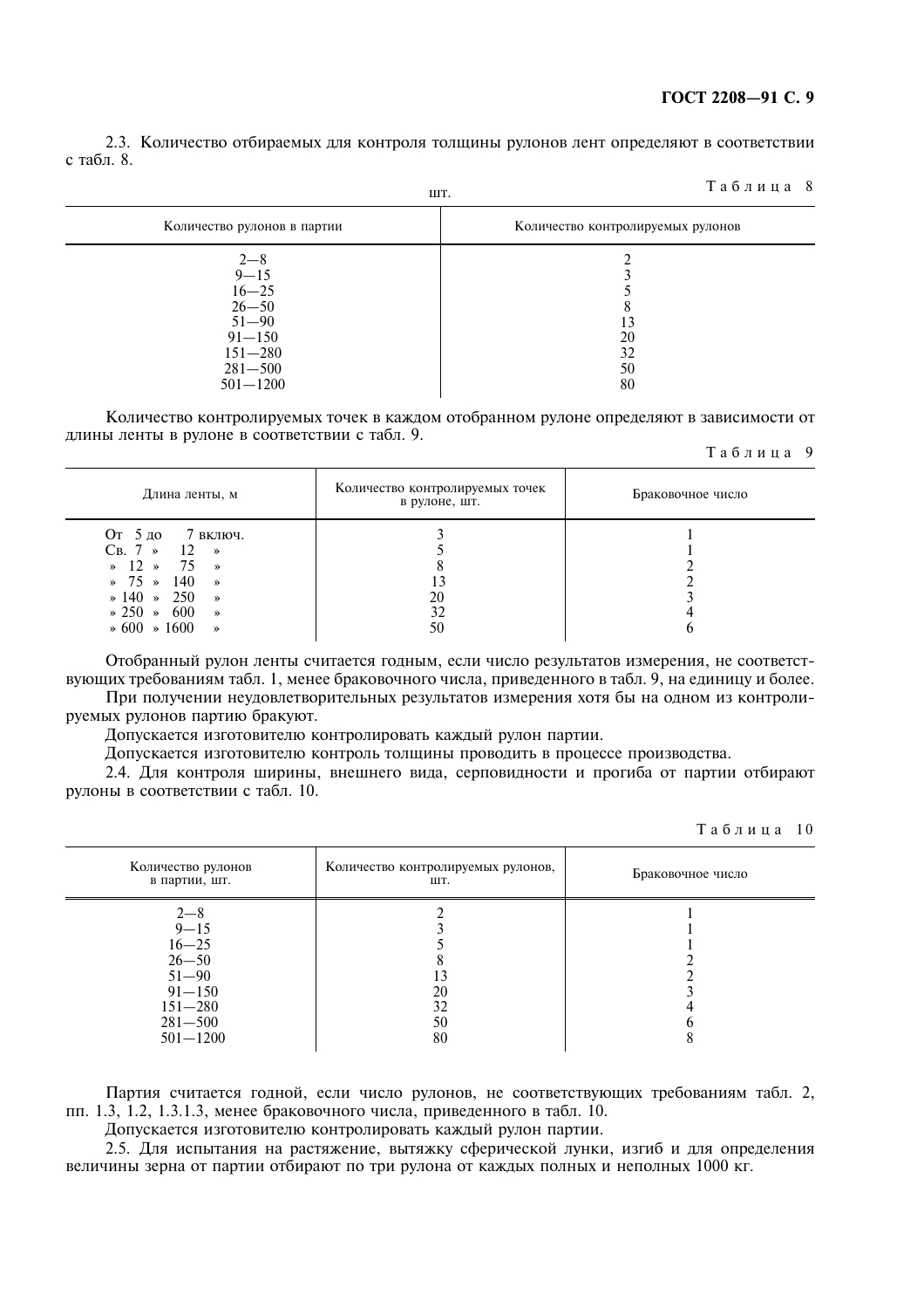2.3. Количество отбираемых для контроля толщины рулонов лент определяют в соответствии с табл. 8.

Таблица 8

шт.

| Количество рулонов в партии | Количество контролируемых рулонов |
|---|---|
| 2—8 | 2 |
| 9—15 | 3 |
| 16—25 | 5 |
| 26—50 | 8 |
| 51—90 | 13 |
| 91—150 | 20 |
| 151—280 | 32 |
| 281—500 | 50 |
| 501—1200 | 80 |

Количество контролируемых точек в каждом отобранном рулоне определяют в зависимости от длины ленты в рулоне в соответствии с табл. 9.

Таблица 9

| Длина ленты, м | Количество контролируемых точек в рулоне, шт. | Браковочное число |
|---|---|---|
| От 5 до 7 включ. | 3 | 1 |
| Св. 7 » 12 » | 5 | 1 |
| » 12 » 75 » | 8 | 2 |
| » 75 » 140 » | 13 | 2 |
| » 140 » 250 » | 20 | 3 |
| » 250 » 600 » | 32 | 4 |
| » 600 » 1600 » | 50 | 6 |

Отобранный рулон ленты считается годным, если число результатов измерения, не соответствующих требованиям табл. 1, менее браковочного числа, приведенного в табл. 9, на единицу и более.

При получении неудовлетворительных результатов измерения хотя бы на одном из контролируемых рулонов партию бракуют.

Допускается изготовителю контролировать каждый рулон партии.

Допускается изготовителю контроль толщины проводить в процессе производства.

2.4. Для контроля ширины, внешнего вида, серповидности и прогиба от партии отбирают рулоны в соответствии с табл. 10.

Таблица 10

| Количество рулонов в партии, шт. | Количество контролируемых рулонов, шт. | Браковочное число |
|---|---|---|
| 2—8 | 2 | 1 |
| 9—15 | 3 | 1 |
| 16—25 | 5 | 1 |
| 26—50 | 8 | 2 |
| 51—90 | 13 | 2 |
| 91—150 | 20 | 3 |
| 151—280 | 32 | 4 |
| 281—500 | 50 | 6 |
| 501—1200 | 80 | 8 |

Партия считается годной, если число рулонов, не соответствующих требованиям табл. 2, пп. 1.3, 1.2, 1.3.1.3, менее браковочного числа, приведенного в табл. 10.

Допускается изготовителю контролировать каждый рулон партии.

2.5. Для испытания на растяжение, вытяжку сферической лунки, изгиб и для определения величины зерна от партии отбирают по три рулона от каждых полных и неполных 1000 кг.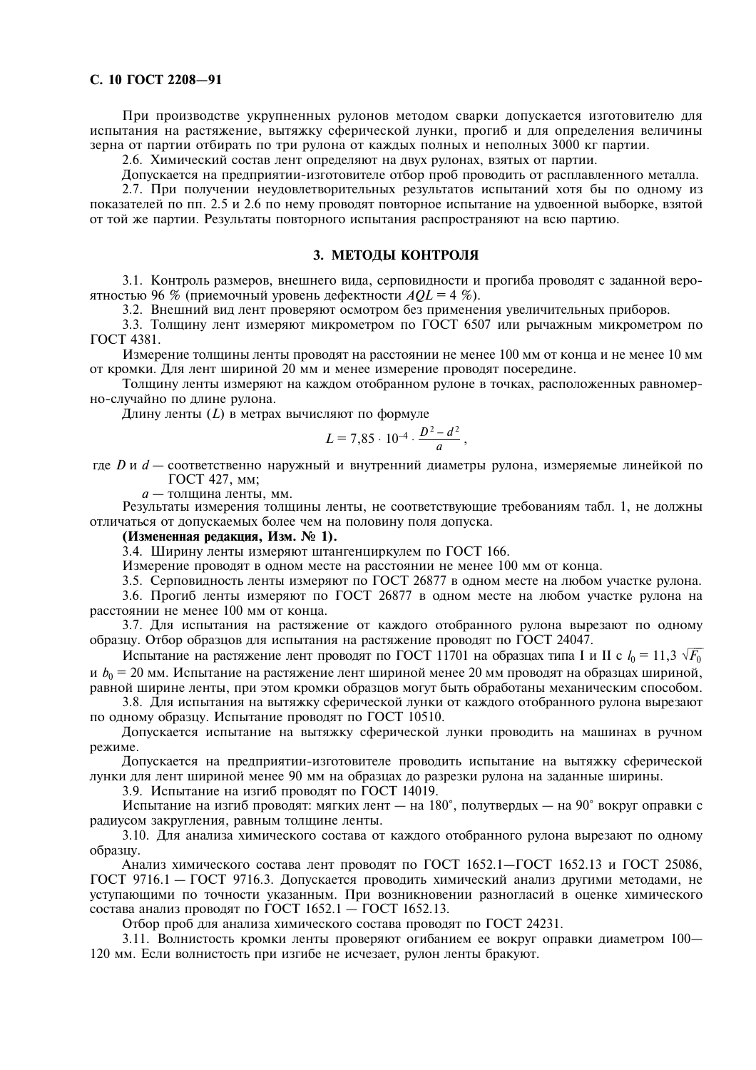При производстве укрупненных рулонов методом сварки допускается изготовителю для испытания на растяжение, вытяжку сферической лунки, прогиб и для определения величины зерна от партии отбирать по три рулона от каждых полных и неполных 3000 кг партии.

2.6. Химический состав лент определяют на двух рулонах, взятых от партии.

Допускается на предприятии-изготовителе отбор проб проводить от расплавленного металла.

2.7. При получении неудовлетворительных результатов испытаний хотя бы по одному из показателей по пп. 2.5 и 2.6 по нему проводят повторное испытание на удвоенной выборке, взятой от той же партии. Результаты повторного испытания распространяют на всю партию.

## 3. МЕТОДЫ КОНТРОЛЯ

3.1. Контроль размеров, внешнего вида, серповидности и прогиба проводят с заданной вероятностью 96 % (приемочный уровень дефектности $AQL$ = 4 %).

3.2. Внешний вид лент проверяют осмотром без применения увеличительных приборов.

3.3. Толщину лент измеряют микрометром по ГОСТ 6507 или рычажным микрометром по ГОСТ 4381.

Измерение толщины ленты проводят на расстоянии не менее 100 мм от конца и не менее 10 мм от кромки. Для лент шириной 20 мм и менее измерение проводят посередине.

Толщину ленты измеряют на каждом отобранном рулоне в точках, расположенных равномерно-случайно по длине рулона.

Длину ленты ($L$) в метрах вычисляют по формуле

$$L = 7{,}85 \cdot 10^{-4} \cdot \frac{D^2 - d^2}{a},$$

где $D$ и $d$ — соответственно наружный и внутренний диаметры рулона, измеряемые линейкой по ГОСТ 427, мм;

$a$ — толщина ленты, мм.

Результаты измерения толщины ленты, не соответствующие требованиям табл. 1, не должны отличаться от допускаемых более чем на половину поля допуска.

**(Измененная редакция, Изм. № 1).**

3.4. Ширину ленты измеряют штангенциркулем по ГОСТ 166.

Измерение проводят в одном месте на расстоянии не менее 100 мм от конца.

3.5. Серповидность ленты измеряют по ГОСТ 26877 в одном месте на любом участке рулона.

3.6. Прогиб ленты измеряют по ГОСТ 26877 в одном месте на любом участке рулона на расстоянии не менее 100 мм от конца.

3.7. Для испытания на растяжение от каждого отобранного рулона вырезают по одному образцу. Отбор образцов для испытания на растяжение проводят по ГОСТ 24047.

Испытание на растяжение лент проводят по ГОСТ 11701 на образцах типа I и II с $l_0 = 11{,}3\sqrt{F_0}$ и $b_0$ = 20 мм. Испытание на растяжение лент шириной менее 20 мм проводят на образцах шириной, равной ширине ленты, при этом кромки образцов могут быть обработаны механическим способом.

3.8. Для испытания на вытяжку сферической лунки от каждого отобранного рулона вырезают по одному образцу. Испытание проводят по ГОСТ 10510.

Допускается испытание на вытяжку сферической лунки проводить на машинах в ручном режиме.

Допускается на предприятии-изготовителе проводить испытание на вытяжку сферической лунки для лент шириной менее 90 мм на образцах до разрезки рулона на заданные ширины.

3.9. Испытание на изгиб проводят по ГОСТ 14019.

Испытание на изгиб проводят: мягких лент — на 180°, полутвердых — на 90° вокруг оправки с радиусом закругления, равным толщине ленты.

3.10. Для анализа химического состава от каждого отобранного рулона вырезают по одному образцу.

Анализ химического состава лент проводят по ГОСТ 1652.1—ГОСТ 1652.13 и ГОСТ 25086, ГОСТ 9716.1 — ГОСТ 9716.3. Допускается проводить химический анализ другими методами, не уступающими по точности указанным. При возникновении разногласий в оценке химического состава анализ проводят по ГОСТ 1652.1 — ГОСТ 1652.13.

Отбор проб для анализа химического состава проводят по ГОСТ 24231.

3.11. Волнистость кромки ленты проверяют огибанием ее вокруг оправки диаметром 100—120 мм. Если волнистость при изгибе не исчезает, рулон ленты бракуют.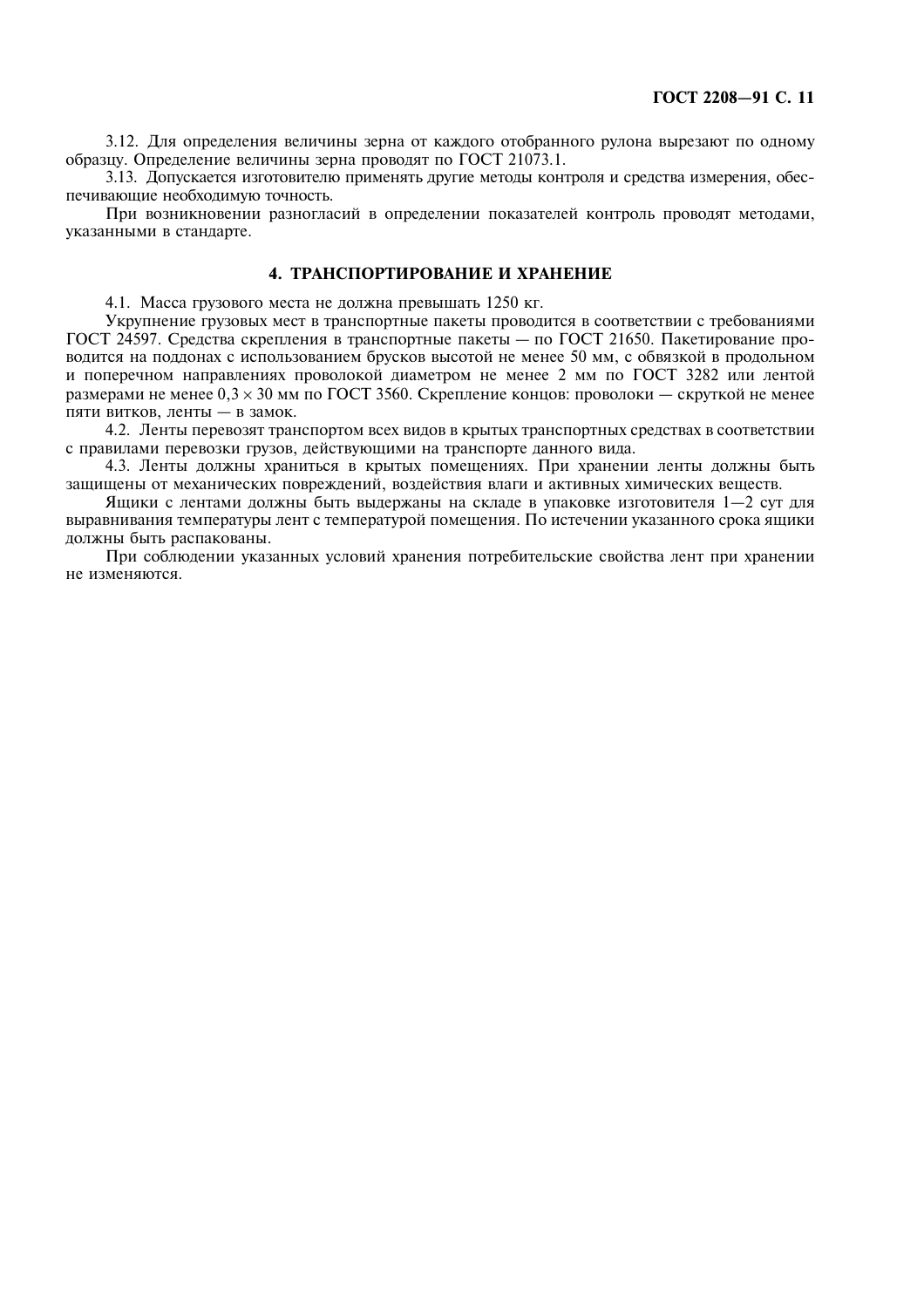3.12. Для определения величины зерна от каждого отобранного рулона вырезают по одному образцу. Определение величины зерна проводят по ГОСТ 21073.1.

3.13. Допускается изготовителю применять другие методы контроля и средства измерения, обеспечивающие необходимую точность.

При возникновении разногласий в определении показателей контроль проводят методами, указанными в стандарте.

## 4. ТРАНСПОРТИРОВАНИЕ И ХРАНЕНИЕ

4.1. Масса грузового места не должна превышать 1250 кг.

Укрупнение грузовых мест в транспортные пакеты проводится в соответствии с требованиями ГОСТ 24597. Средства скрепления в транспортные пакеты — по ГОСТ 21650. Пакетирование проводится на поддонах с использованием брусков высотой не менее 50 мм, с обвязкой в продольном и поперечном направлениях проволокой диаметром не менее 2 мм по ГОСТ 3282 или лентой размерами не менее $0{,}3 \times 30$ мм по ГОСТ 3560. Скрепление концов: проволоки — скруткой не менее пяти витков, ленты — в замок.

4.2. Ленты перевозят транспортом всех видов в крытых транспортных средствах в соответствии с правилами перевозки грузов, действующими на транспорте данного вида.

4.3. Ленты должны храниться в крытых помещениях. При хранении ленты должны быть защищены от механических повреждений, воздействия влаги и активных химических веществ.

Ящики с лентами должны быть выдержаны на складе в упаковке изготовителя 1—2 сут для выравнивания температуры лент с температурой помещения. По истечении указанного срока ящики должны быть распакованы.

При соблюдении указанных условий хранения потребительские свойства лент при хранении не изменяются.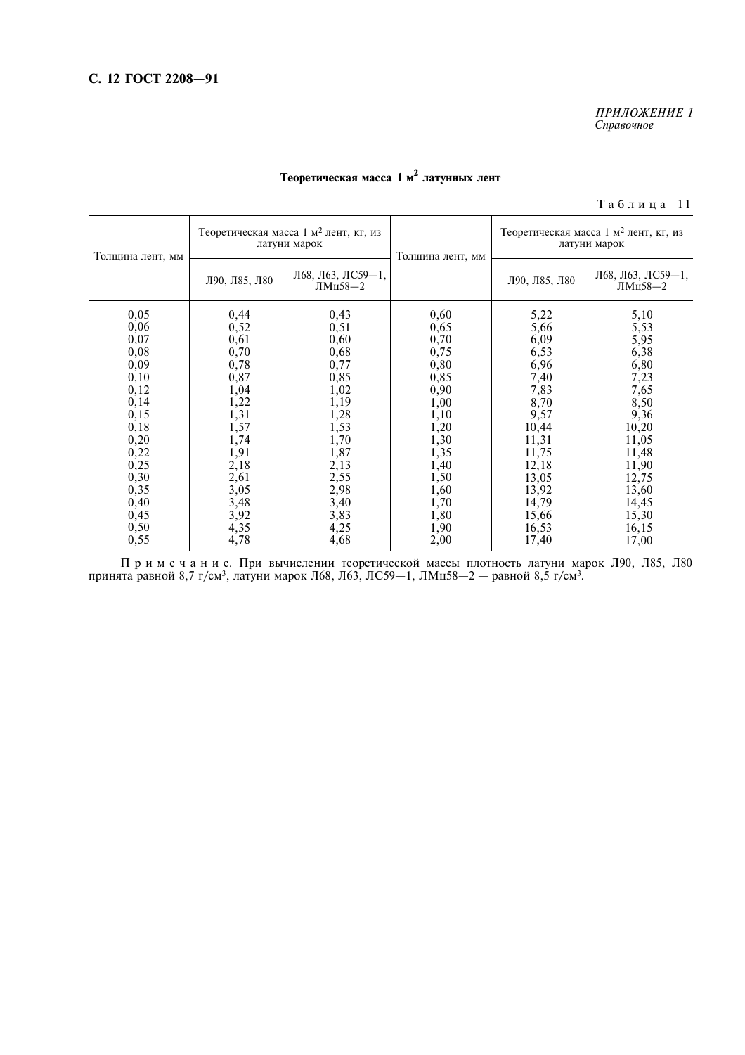*ПРИЛОЖЕНИЕ 1*
*Справочное*

### Теоретическая масса 1 м$^2$ латунных лент

Таблица 11

| Толщина лент, мм | Теоретическая масса 1 м$^2$ лент, кг, из латуни марок | | Толщина лент, мм | Теоретическая масса 1 м$^2$ лент, кг, из латуни марок | |
|---|---|---|---|---|---|
| | Л90, Л85, Л80 | Л68, Л63, ЛС59—1, ЛМц58—2 | | Л90, Л85, Л80 | Л68, Л63, ЛС59—1, ЛМц58—2 |
| 0,05 | 0,44 | 0,43 | 0,60 | 5,22 | 5,10 |
| 0,06 | 0,52 | 0,51 | 0,65 | 5,66 | 5,53 |
| 0,07 | 0,61 | 0,60 | 0,70 | 6,09 | 5,95 |
| 0,08 | 0,70 | 0,68 | 0,75 | 6,53 | 6,38 |
| 0,09 | 0,78 | 0,77 | 0,80 | 6,96 | 6,80 |
| 0,10 | 0,87 | 0,85 | 0,85 | 7,40 | 7,23 |
| 0,12 | 1,04 | 1,02 | 0,90 | 7,83 | 7,65 |
| 0,14 | 1,22 | 1,19 | 1,00 | 8,70 | 8,50 |
| 0,15 | 1,31 | 1,28 | 1,10 | 9,57 | 9,36 |
| 0,18 | 1,57 | 1,53 | 1,20 | 10,44 | 10,20 |
| 0,20 | 1,74 | 1,70 | 1,30 | 11,31 | 11,05 |
| 0,22 | 1,91 | 1,87 | 1,35 | 11,75 | 11,48 |
| 0,25 | 2,18 | 2,13 | 1,40 | 12,18 | 11,90 |
| 0,30 | 2,61 | 2,55 | 1,50 | 13,05 | 12,75 |
| 0,35 | 3,05 | 2,98 | 1,60 | 13,92 | 13,60 |
| 0,40 | 3,48 | 3,40 | 1,70 | 14,79 | 14,45 |
| 0,45 | 3,92 | 3,83 | 1,80 | 15,66 | 15,30 |
| 0,50 | 4,35 | 4,25 | 1,90 | 16,53 | 16,15 |
| 0,55 | 4,78 | 4,68 | 2,00 | 17,40 | 17,00 |

Примечание. При вычислении теоретической массы плотность латуни марок Л90, Л85, Л80 принята равной 8,7 г/см$^3$, латуни марок Л68, Л63, ЛС59—1, ЛМц58—2 — равной 8,5 г/см$^3$.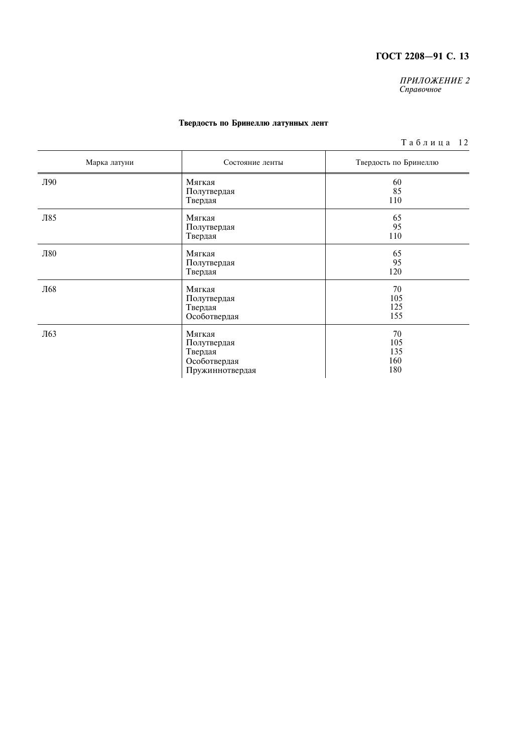*ПРИЛОЖЕНИЕ 2*
*Справочное*

**Твердость по Бринеллю латунных лент**

Таблица 12

| Марка латуни | Состояние ленты | Твердость по Бринеллю |
|---|---|---|
| Л90 | Мягкая | 60 |
| | Полутвердая | 85 |
| | Твердая | 110 |
| Л85 | Мягкая | 65 |
| | Полутвердая | 95 |
| | Твердая | 110 |
| Л80 | Мягкая | 65 |
| | Полутвердая | 95 |
| | Твердая | 120 |
| Л68 | Мягкая | 70 |
| | Полутвердая | 105 |
| | Твердая | 125 |
| | Особотвердая | 155 |
| Л63 | Мягкая | 70 |
| | Полутвердая | 105 |
| | Твердая | 135 |
| | Особотвердая | 160 |
| | Пружиннотвердая | 180 |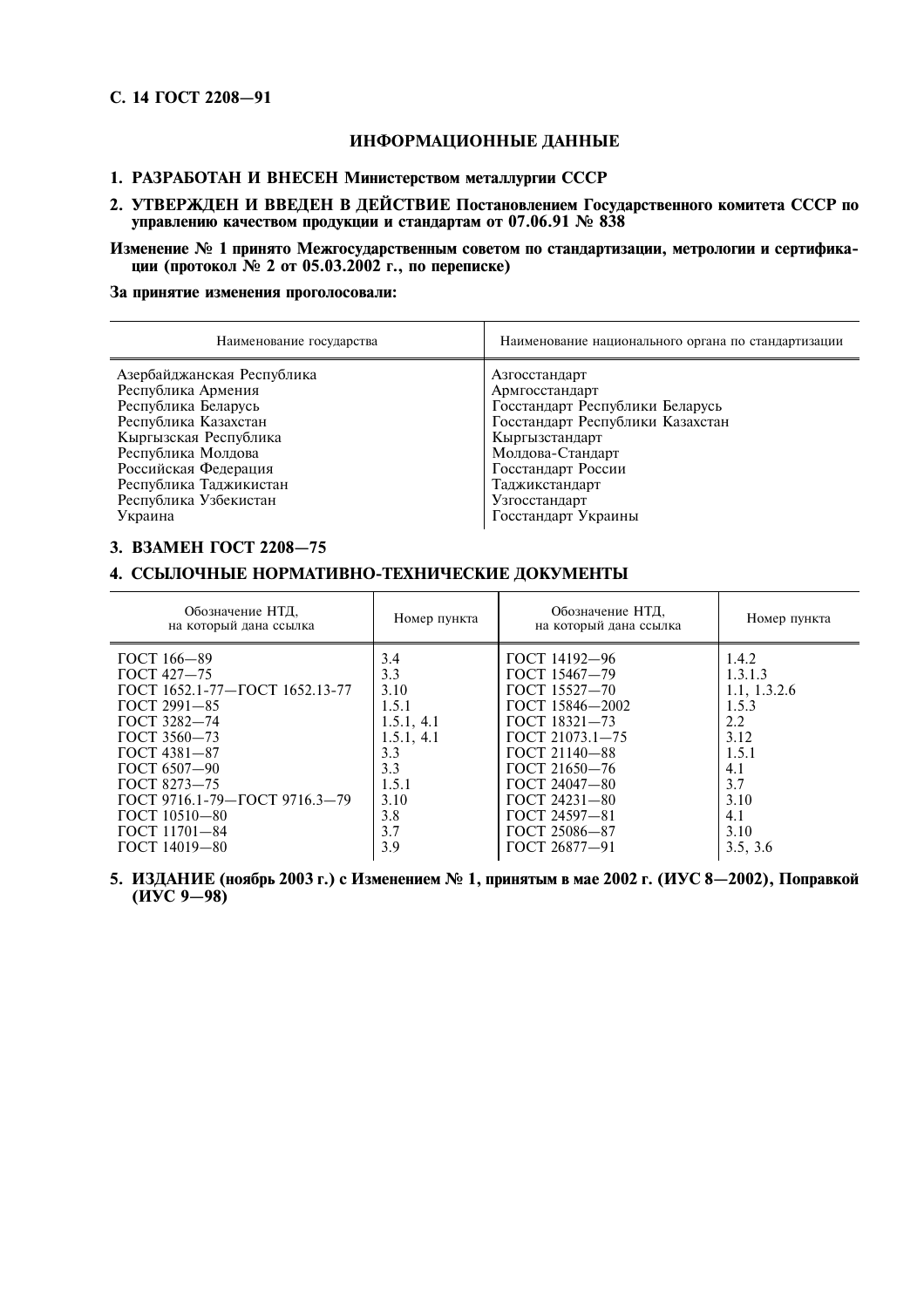## ИНФОРМАЦИОННЫЕ ДАННЫЕ

**1. РАЗРАБОТАН И ВНЕСЕН Министерством металлургии СССР**

**2. УТВЕРЖДЕН И ВВЕДЕН В ДЕЙСТВИЕ Постановлением Государственного комитета СССР по управлению качеством продукции и стандартам от 07.06.91 № 838**

**Изменение № 1 принято Межгосударственным советом по стандартизации, метрологии и сертификации (протокол № 2 от 05.03.2002 г., по переписке)**

**За принятие изменения проголосовали:**

| Наименование государства | Наименование национального органа по стандартизации |
|---|---|
| Азербайджанская Республика | Азгосстандарт |
| Республика Армения | Армгосстандарт |
| Республика Беларусь | Госстандарт Республики Беларусь |
| Республика Казахстан | Госстандарт Республики Казахстан |
| Кыргызская Республика | Кыргызстандарт |
| Республика Молдова | Молдова-Стандарт |
| Российская Федерация | Госстандарт России |
| Республика Таджикистан | Таджикстандарт |
| Республика Узбекистан | Узгосстандарт |
| Украина | Госстандарт Украины |

**3. ВЗАМЕН ГОСТ 2208—75**

**4. ССЫЛОЧНЫЕ НОРМАТИВНО-ТЕХНИЧЕСКИЕ ДОКУМЕНТЫ**

| Обозначение НТД, на который дана ссылка | Номер пункта | Обозначение НТД, на который дана ссылка | Номер пункта |
|---|---|---|---|
| ГОСТ 166—89 | 3.4 | ГОСТ 14192—96 | 1.4.2 |
| ГОСТ 427—75 | 3.3 | ГОСТ 15467—79 | 1.3.1.3 |
| ГОСТ 1652.1-77—ГОСТ 1652.13-77 | 3.10 | ГОСТ 15527—70 | 1.1, 1.3.2.6 |
| ГОСТ 2991—85 | 1.5.1 | ГОСТ 15846—2002 | 1.5.3 |
| ГОСТ 3282—74 | 1.5.1, 4.1 | ГОСТ 18321—73 | 2.2 |
| ГОСТ 3560—73 | 1.5.1, 4.1 | ГОСТ 21073.1—75 | 3.12 |
| ГОСТ 4381—87 | 3.3 | ГОСТ 21140—88 | 1.5.1 |
| ГОСТ 6507—90 | 3.3 | ГОСТ 21650—76 | 4.1 |
| ГОСТ 8273—75 | 1.5.1 | ГОСТ 24047—80 | 3.7 |
| ГОСТ 9716.1-79—ГОСТ 9716.3—79 | 3.10 | ГОСТ 24231—80 | 3.10 |
| ГОСТ 10510—80 | 3.8 | ГОСТ 24597—81 | 4.1 |
| ГОСТ 11701—84 | 3.7 | ГОСТ 25086—87 | 3.10 |
| ГОСТ 14019—80 | 3.9 | ГОСТ 26877—91 | 3.5, 3.6 |

**5. ИЗДАНИЕ (ноябрь 2003 г.) с Изменением № 1, принятым в мае 2002 г. (ИУС 8—2002), Поправкой (ИУС 9—98)**